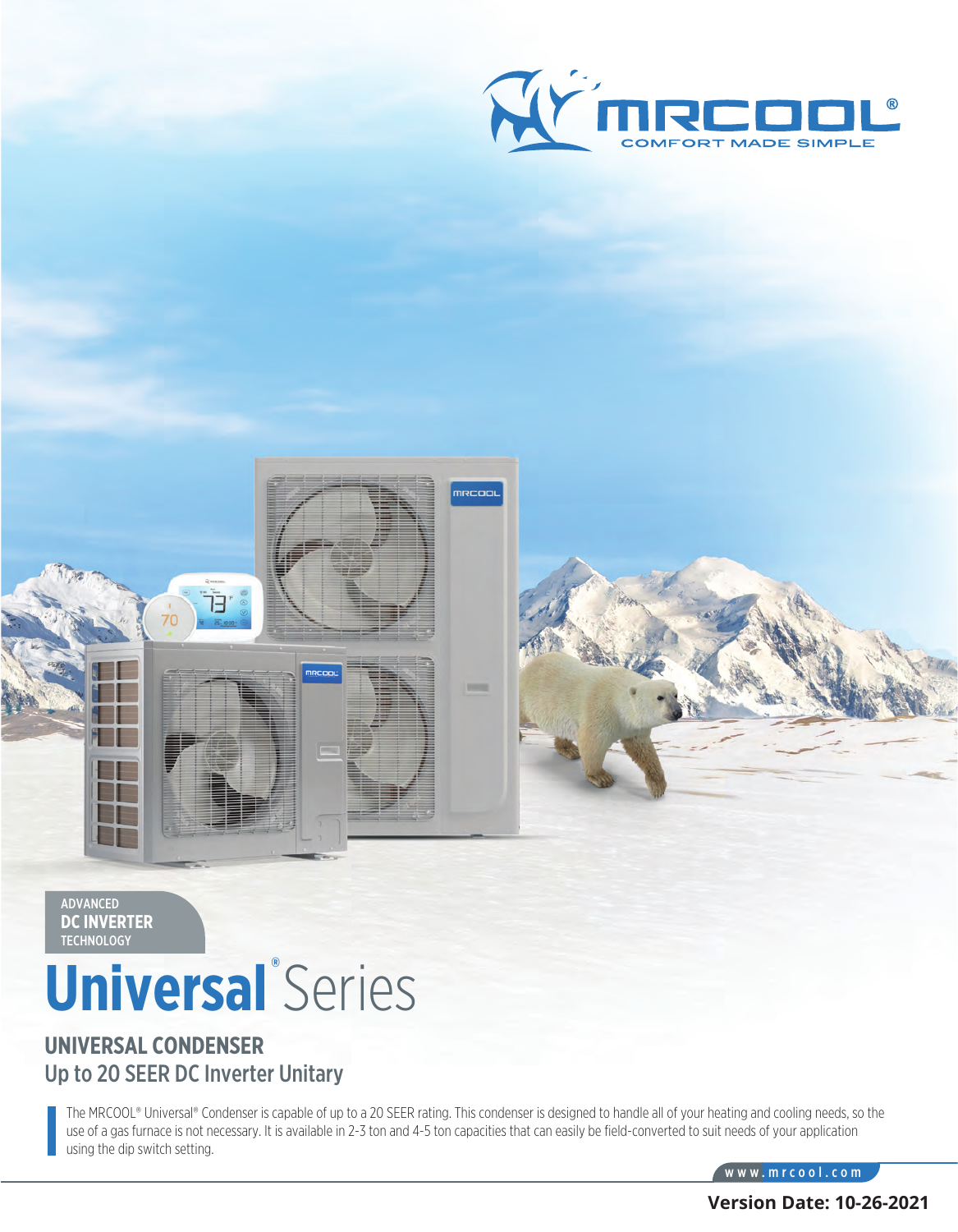MRCOOL®

COMFORT MADE SIMPLE

ADVANCED
**DC INVERTER**
TECHNOLOGY

# Universal® Series

## UNIVERSAL CONDENSER

### Up to 20 SEER DC Inverter Unitary

The MRCOOL® Universal® Condenser is capable of up to a 20 SEER rating. This condenser is designed to handle all of your heating and cooling needs, so the use of a gas furnace is not necessary. It is available in 2-3 ton and 4-5 ton capacities that can easily be field-converted to suit needs of your application using the dip switch setting.

www.mrcool.com

**Version Date: 10-26-2021**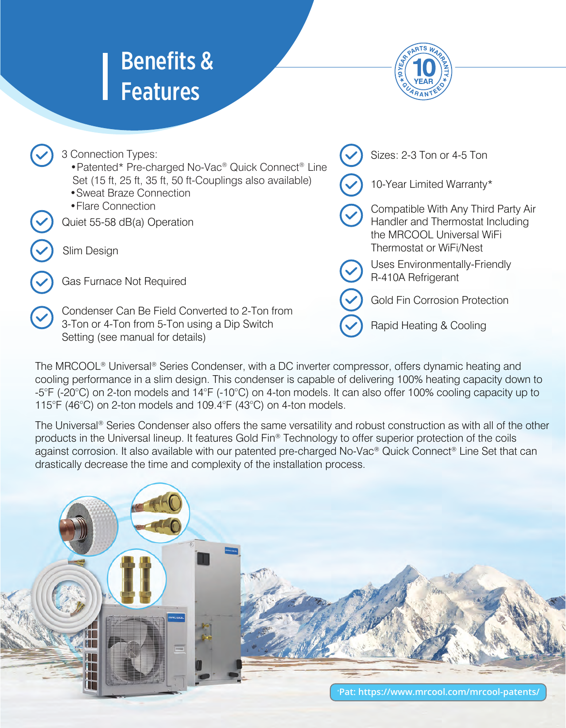# Benefits & Features

10 YEAR PARTS WARRANTY GUARANTEED

- 3 Connection Types:
  - Patented* Pre-charged No-Vac® Quick Connect® Line Set (15 ft, 25 ft, 35 ft, 50 ft-Couplings also available)
  - Sweat Braze Connection
  - Flare Connection
- Quiet 55-58 dB(a) Operation
- Slim Design
- Gas Furnace Not Required
- Condenser Can Be Field Converted to 2-Ton from 3-Ton or 4-Ton from 5-Ton using a Dip Switch Setting (see manual for details)
- Sizes: 2-3 Ton or 4-5 Ton
- 10-Year Limited Warranty*
- Compatible With Any Third Party Air Handler and Thermostat Including the MRCOOL Universal WiFi Thermostat or WiFi/Nest
- Uses Environmentally-Friendly R-410A Refrigerant
- Gold Fin Corrosion Protection
- Rapid Heating & Cooling

The MRCOOL® Universal® Series Condenser, with a DC inverter compressor, offers dynamic heating and cooling performance in a slim design. This condenser is capable of delivering 100% heating capacity down to -5°F (-20°C) on 2-ton models and 14°F (-10°C) on 4-ton models. It can also offer 100% cooling capacity up to 115°F (46°C) on 2-ton models and 109.4°F (43°C) on 4-ton models.

The Universal® Series Condenser also offers the same versatility and robust construction as with all of the other products in the Universal lineup. It features Gold Fin® Technology to offer superior protection of the coils against corrosion. It also available with our patented pre-charged No-Vac® Quick Connect® Line Set that can drastically decrease the time and complexity of the installation process.

*Pat: https://www.mrcool.com/mrcool-patents/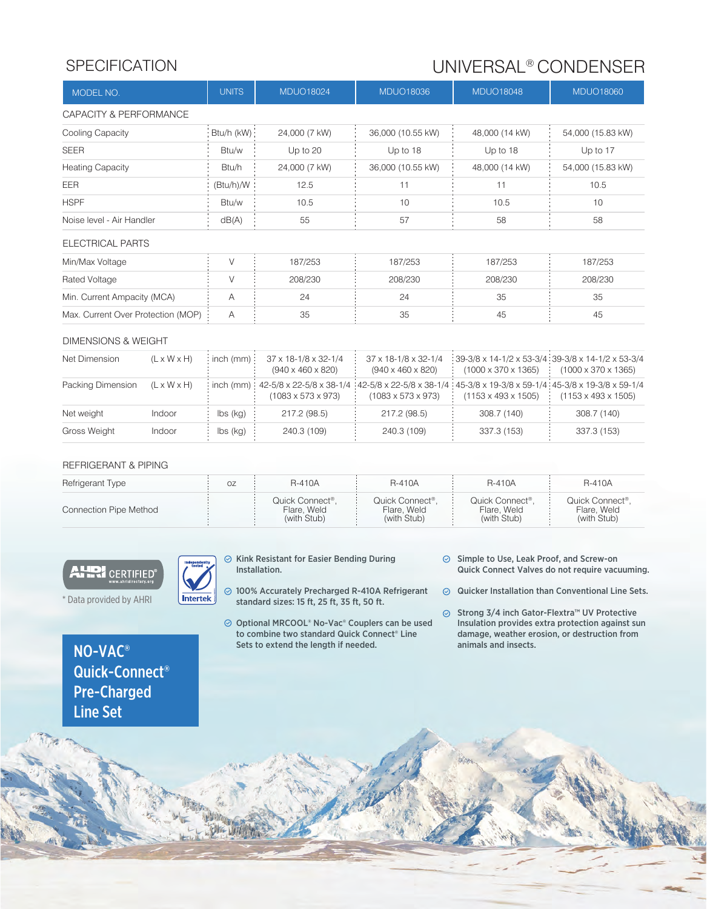# SPECIFICATION

# UNIVERSAL® CONDENSER

| MODEL NO. | | UNITS | MDUO18024 | MDUO18036 | MDUO18048 | MDUO18060 |
|---|---|---|---|---|---|---|
| **CAPACITY & PERFORMANCE** | | | | | | |
| Cooling Capacity | | Btu/h (kW) | 24,000 (7 kW) | 36,000 (10.55 kW) | 48,000 (14 kW) | 54,000 (15.83 kW) |
| SEER | | Btu/w | Up to 20 | Up to 18 | Up to 18 | Up to 17 |
| Heating Capacity | | Btu/h | 24,000 (7 kW) | 36,000 (10.55 kW) | 48,000 (14 kW) | 54,000 (15.83 kW) |
| EER | | (Btu/h)/W | 12.5 | 11 | 11 | 10.5 |
| HSPF | | Btu/w | 10.5 | 10 | 10.5 | 10 |
| Noise level - Air Handler | | dB(A) | 55 | 57 | 58 | 58 |
| **ELECTRICAL PARTS** | | | | | | |
| Min/Max Voltage | | V | 187/253 | 187/253 | 187/253 | 187/253 |
| Rated Voltage | | V | 208/230 | 208/230 | 208/230 | 208/230 |
| Min. Current Ampacity (MCA) | | A | 24 | 24 | 35 | 35 |
| Max. Current Over Protection (MOP) | | A | 35 | 35 | 45 | 45 |
| **DIMENSIONS & WEIGHT** | | | | | | |
| Net Dimension | (L x W x H) | inch (mm) | 37 x 18-1/8 x 32-1/4 (940 x 460 x 820) | 37 x 18-1/8 x 32-1/4 (940 x 460 x 820) | 39-3/8 x 14-1/2 x 53-3/4 (1000 x 370 x 1365) | 39-3/8 x 14-1/2 x 53-3/4 (1000 x 370 x 1365) |
| Packing Dimension | (L x W x H) | inch (mm) | 42-5/8 x 22-5/8 x 38-1/4 (1083 x 573 x 973) | 42-5/8 x 22-5/8 x 38-1/4 (1083 x 573 x 973) | 45-3/8 x 19-3/8 x 59-1/4 (1153 x 493 x 1505) | 45-3/8 x 19-3/8 x 59-1/4 (1153 x 493 x 1505) |
| Net weight | Indoor | lbs (kg) | 217.2 (98.5) | 217.2 (98.5) | 308.7 (140) | 308.7 (140) |
| Gross Weight | Indoor | lbs (kg) | 240.3 (109) | 240.3 (109) | 337.3 (153) | 337.3 (153) |
| **REFRIGERANT & PIPING** | | | | | | |
| Refrigerant Type | | oz | R-410A | R-410A | R-410A | R-410A |
| Connection Pipe Method | | | Quick Connect®, Flare, Weld (with Stub) | Quick Connect®, Flare, Weld (with Stub) | Quick Connect®, Flare, Weld (with Stub) | Quick Connect®, Flare, Weld (with Stub) |

AHRI CERTIFIED® www.ahridirectory.org

\* Data provided by AHRI

Independently tested Intertek

## NO-VAC® Quick-Connect® Pre-Charged Line Set

- Kink Resistant for Easier Bending During Installation.
- 100% Accurately Precharged R-410A Refrigerant standard sizes: 15 ft, 25 ft, 35 ft, 50 ft.
- Optional MRCOOL® No-Vac® Couplers can be used to combine two standard Quick Connect® Line Sets to extend the length if needed.
- Simple to Use, Leak Proof, and Screw-on Quick Connect Valves do not require vacuuming.
- Quicker Installation than Conventional Line Sets.
- Strong 3/4 inch Gator-Flextra™ UV Protective Insulation provides extra protection against sun damage, weather erosion, or destruction from animals and insects.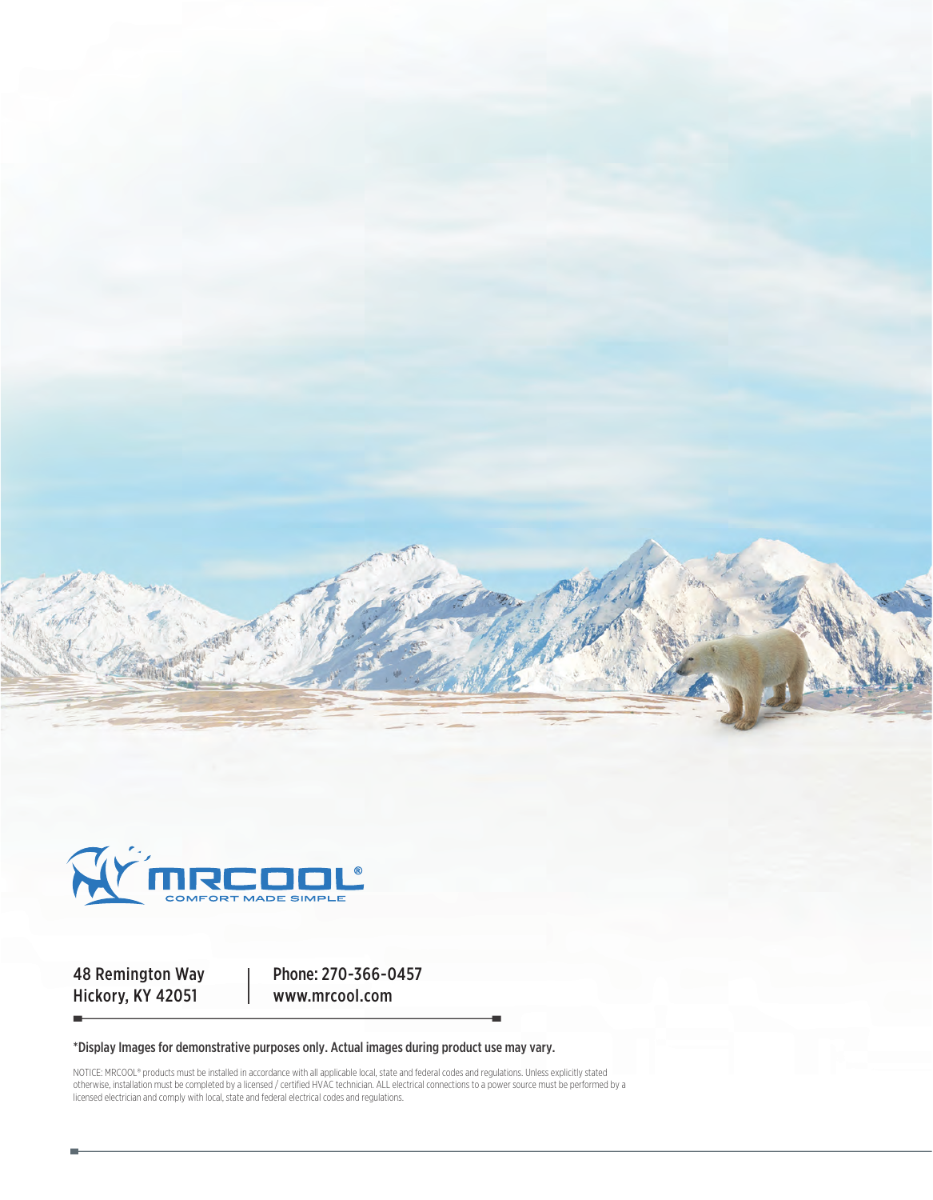MRCOOL®
COMFORT MADE SIMPLE

48 Remington Way
Hickory, KY 42051

Phone: 270-366-0457
www.mrcool.com

*Display Images for demonstrative purposes only. Actual images during product use may vary.

NOTICE: MRCOOL® products must be installed in accordance with all applicable local, state and federal codes and regulations. Unless explicitly stated otherwise, installation must be completed by a licensed / certified HVAC technician. ALL electrical connections to a power source must be performed by a licensed electrician and comply with local, state and federal electrical codes and regulations.